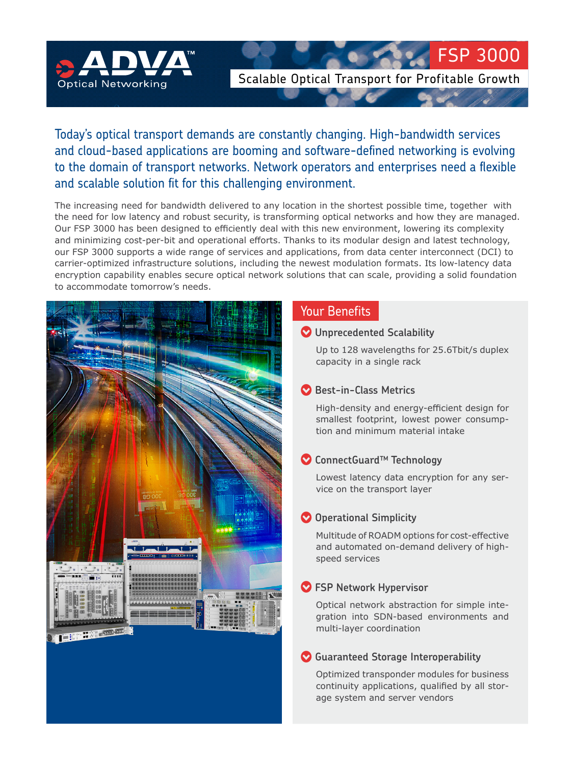ADVA™ Optical Networking

# FSP 3000

## Scalable Optical Transport for Profitable Growth

Today's optical transport demands are constantly changing. High-bandwidth services and cloud-based applications are booming and software-defined networking is evolving to the domain of transport networks. Network operators and enterprises need a flexible and scalable solution fit for this challenging environment.

The increasing need for bandwidth delivered to any location in the shortest possible time, together with the need for low latency and robust security, is transforming optical networks and how they are managed. Our FSP 3000 has been designed to efficiently deal with this new environment, lowering its complexity and minimizing cost-per-bit and operational efforts. Thanks to its modular design and latest technology, our FSP 3000 supports a wide range of services and applications, from data center interconnect (DCI) to carrier-optimized infrastructure solutions, including the newest modulation formats. Its low-latency data encryption capability enables secure optical network solutions that can scale, providing a solid foundation to accommodate tomorrow's needs.

## Your Benefits

### Unprecedented Scalability

Up to 128 wavelengths for 25.6Tbit/s duplex capacity in a single rack

### Best-in-Class Metrics

High-density and energy-efficient design for smallest footprint, lowest power consumption and minimum material intake

### ConnectGuard™ Technology

Lowest latency data encryption for any service on the transport layer

### Operational Simplicity

Multitude of ROADM options for cost-effective and automated on-demand delivery of high-speed services

### FSP Network Hypervisor

Optical network abstraction for simple integration into SDN-based environments and multi-layer coordination

### Guaranteed Storage Interoperability

Optimized transponder modules for business continuity applications, qualified by all storage system and server vendors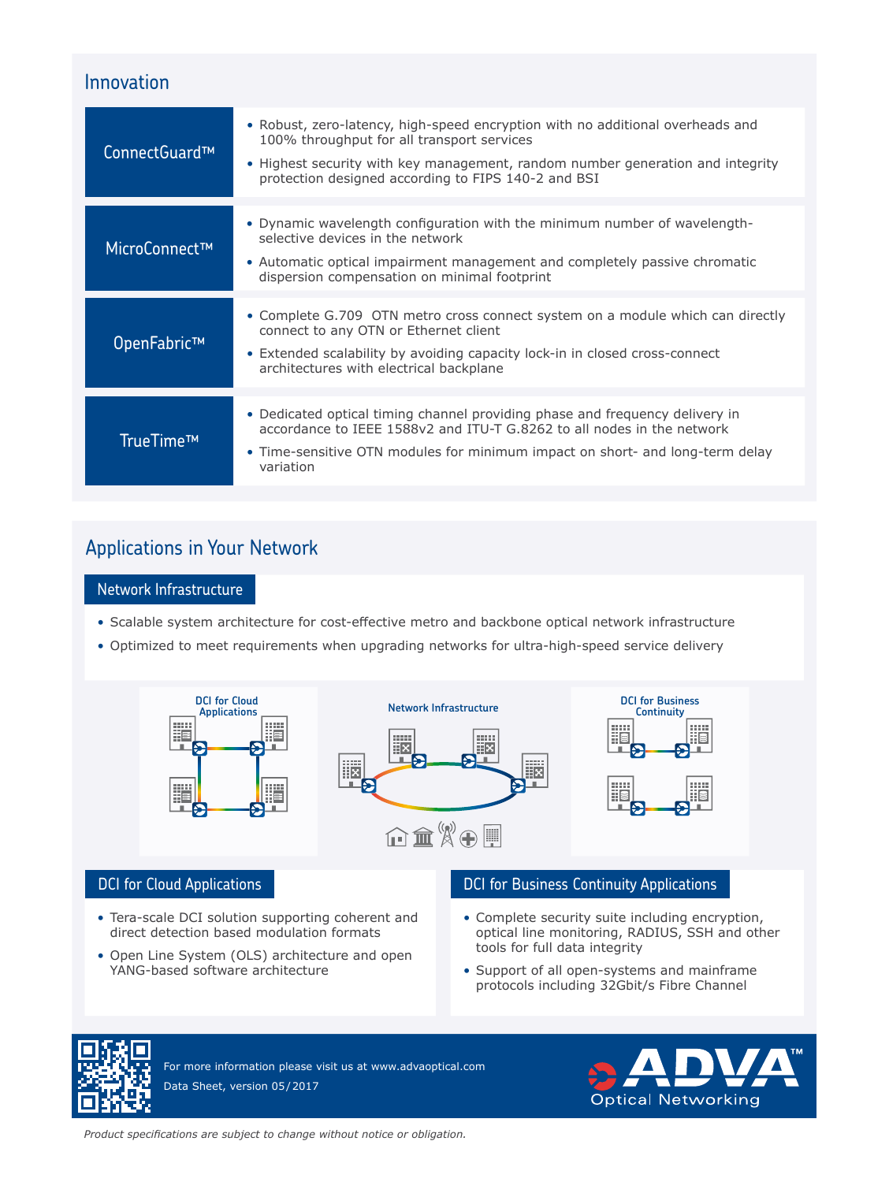## Innovation

| | |
|---|---|
| ConnectGuard™ | • Robust, zero-latency, high-speed encryption with no additional overheads and 100% throughput for all transport services<br>• Highest security with key management, random number generation and integrity protection designed according to FIPS 140-2 and BSI |
| MicroConnect™ | • Dynamic wavelength configuration with the minimum number of wavelength-selective devices in the network<br>• Automatic optical impairment management and completely passive chromatic dispersion compensation on minimal footprint |
| OpenFabric™ | • Complete G.709 OTN metro cross connect system on a module which can directly connect to any OTN or Ethernet client<br>• Extended scalability by avoiding capacity lock-in in closed cross-connect architectures with electrical backplane |
| TrueTime™ | • Dedicated optical timing channel providing phase and frequency delivery in accordance to IEEE 1588v2 and ITU-T G.8262 to all nodes in the network<br>• Time-sensitive OTN modules for minimum impact on short- and long-term delay variation |

## Applications in Your Network

### Network Infrastructure

- Scalable system architecture for cost-effective metro and backbone optical network infrastructure
- Optimized to meet requirements when upgrading networks for ultra-high-speed service delivery

DCI for Cloud Applications

Network Infrastructure

DCI for Business Continuity

### DCI for Cloud Applications

- Tera-scale DCI solution supporting coherent and direct detection based modulation formats
- Open Line System (OLS) architecture and open YANG-based software architecture

### DCI for Business Continuity Applications

- Complete security suite including encryption, optical line monitoring, RADIUS, SSH and other tools for full data integrity
- Support of all open-systems and mainframe protocols including 32Gbit/s Fibre Channel

For more information please visit us at www.advaoptical.com

Data Sheet, version 05/2017

ADVA™ Optical Networking

*Product specifications are subject to change without notice or obligation.*